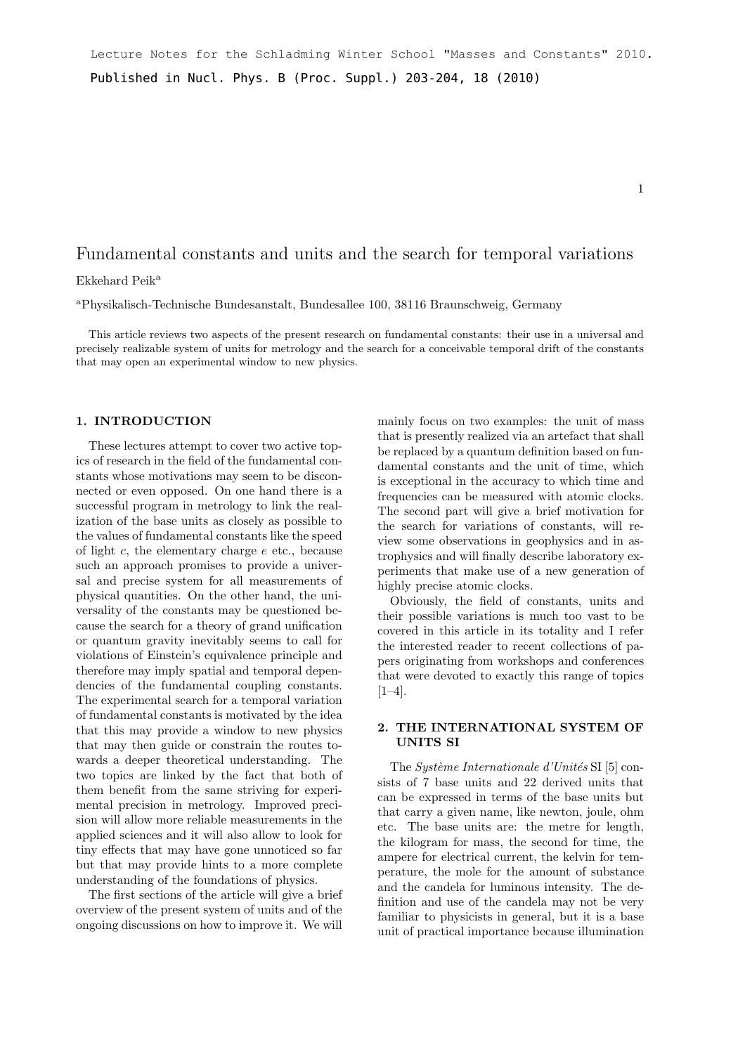Lecture Notes for the Schladming Winter School "Masses and Constants" 2010.

Published in Nucl. Phys. B (Proc. Suppl.) 203-204, 18 (2010)

# Fundamental constants and units and the search for temporal variations

Ekkehard Peik[a]

[a]Physikalisch-Technische Bundesanstalt, Bundesallee 100, 38116 Braunschweig, Germany

This article reviews two aspects of the present research on fundamental constants: their use in a universal and precisely realizable system of units for metrology and the search for a conceivable temporal drift of the constants that may open an experimental window to new physics.

## 1. INTRODUCTION

These lectures attempt to cover two active topics of research in the field of the fundamental constants whose motivations may seem to be disconnected or even opposed. On one hand there is a successful program in metrology to link the realization of the base units as closely as possible to the values of fundamental constants like the speed of light $c$, the elementary charge $e$ etc., because such an approach promises to provide a universal and precise system for all measurements of physical quantities. On the other hand, the universality of the constants may be questioned because the search for a theory of grand unification or quantum gravity inevitably seems to call for violations of Einstein's equivalence principle and therefore may imply spatial and temporal dependencies of the fundamental coupling constants. The experimental search for a temporal variation of fundamental constants is motivated by the idea that this may provide a window to new physics that may then guide or constrain the routes towards a deeper theoretical understanding. The two topics are linked by the fact that both of them benefit from the same striving for experimental precision in metrology. Improved precision will allow more reliable measurements in the applied sciences and it will also allow to look for tiny effects that may have gone unnoticed so far but that may provide hints to a more complete understanding of the foundations of physics.

The first sections of the article will give a brief overview of the present system of units and of the ongoing discussions on how to improve it. We will mainly focus on two examples: the unit of mass that is presently realized via an artefact that shall be replaced by a quantum definition based on fundamental constants and the unit of time, which is exceptional in the accuracy to which time and frequencies can be measured with atomic clocks. The second part will give a brief motivation for the search for variations of constants, will review some observations in geophysics and in astrophysics and will finally describe laboratory experiments that make use of a new generation of highly precise atomic clocks.

Obviously, the field of constants, units and their possible variations is much too vast to be covered in this article in its totality and I refer the interested reader to recent collections of papers originating from workshops and conferences that were devoted to exactly this range of topics [1–4].

## 2. THE INTERNATIONAL SYSTEM OF UNITS SI

The *Système Internationale d'Unités* SI [5] consists of 7 base units and 22 derived units that can be expressed in terms of the base units but that carry a given name, like newton, joule, ohm etc. The base units are: the metre for length, the kilogram for mass, the second for time, the ampere for electrical current, the kelvin for temperature, the mole for the amount of substance and the candela for luminous intensity. The definition and use of the candela may not be very familiar to physicists in general, but it is a base unit of practical importance because illumination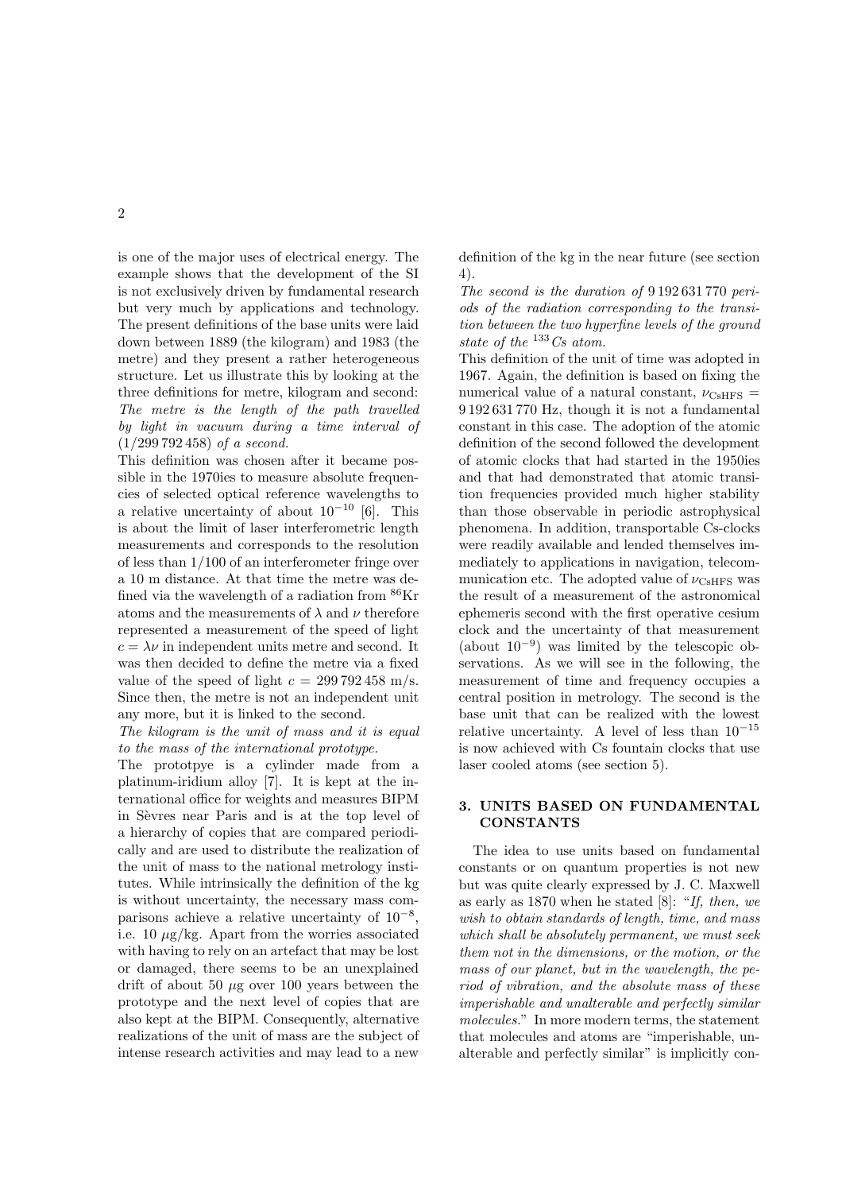is one of the major uses of electrical energy. The example shows that the development of the SI is not exclusively driven by fundamental research but very much by applications and technology. The present definitions of the base units were laid down between 1889 (the kilogram) and 1983 (the metre) and they present a rather heterogeneous structure. Let us illustrate this by looking at the three definitions for metre, kilogram and second:

*The metre is the length of the path travelled by light in vacuum during a time interval of (1/299 792 458) of a second.*

This definition was chosen after it became possible in the 1970ies to measure absolute frequencies of selected optical reference wavelengths to a relative uncertainty of about $10^{-10}$ [6]. This is about the limit of laser interferometric length measurements and corresponds to the resolution of less than 1/100 of an interferometer fringe over a 10 m distance. At that time the metre was defined via the wavelength of a radiation from $^{86}$Kr atoms and the measurements of $\lambda$ and $\nu$ therefore represented a measurement of the speed of light $c = \lambda\nu$ in independent units metre and second. It was then decided to define the metre via a fixed value of the speed of light $c = 299\,792\,458$ m/s. Since then, the metre is not an independent unit any more, but it is linked to the second.

*The kilogram is the unit of mass and it is equal to the mass of the international prototype.*

The prototpye is a cylinder made from a platinum-iridium alloy [7]. It is kept at the international office for weights and measures BIPM in Sèvres near Paris and is at the top level of a hierarchy of copies that are compared periodically and are used to distribute the realization of the unit of mass to the national metrology institutes. While intrinsically the definition of the kg is without uncertainty, the necessary mass comparisons achieve a relative uncertainty of $10^{-8}$, i.e. 10 $\mu$g/kg. Apart from the worries associated with having to rely on an artefact that may be lost or damaged, there seems to be an unexplained drift of about 50 $\mu$g over 100 years between the prototype and the next level of copies that are also kept at the BIPM. Consequently, alternative realizations of the unit of mass are the subject of intense research activities and may lead to a new definition of the kg in the near future (see section 4).

*The second is the duration of 9 192 631 770 periods of the radiation corresponding to the transition between the two hyperfine levels of the ground state of the $^{133}$Cs atom.*

This definition of the unit of time was adopted in 1967. Again, the definition is based on fixing the numerical value of a natural constant, $\nu_{\rm CsHFS} = 9\,192\,631\,770$ Hz, though it is not a fundamental constant in this case. The adoption of the atomic definition of the second followed the development of atomic clocks that had started in the 1950ies and that had demonstrated that atomic transition frequencies provided much higher stability than those observable in periodic astrophysical phenomena. In addition, transportable Cs-clocks were readily available and lended themselves immediately to applications in navigation, telecommunication etc. The adopted value of $\nu_{\rm CsHFS}$ was the result of a measurement of the astronomical ephemeris second with the first operative cesium clock and the uncertainty of that measurement (about $10^{-9}$) was limited by the telescopic observations. As we will see in the following, the measurement of time and frequency occupies a central position in metrology. The second is the base unit that can be realized with the lowest relative uncertainty. A level of less than $10^{-15}$ is now achieved with Cs fountain clocks that use laser cooled atoms (see section 5).

## 3. UNITS BASED ON FUNDAMENTAL CONSTANTS

The idea to use units based on fundamental constants or on quantum properties is not new but was quite clearly expressed by J. C. Maxwell as early as 1870 when he stated [8]: "*If, then, we wish to obtain standards of length, time, and mass which shall be absolutely permanent, we must seek them not in the dimensions, or the motion, or the mass of our planet, but in the wavelength, the period of vibration, and the absolute mass of these imperishable and unalterable and perfectly similar molecules.*" In more modern terms, the statement that molecules and atoms are "imperishable, unalterable and perfectly similar" is implicitly con-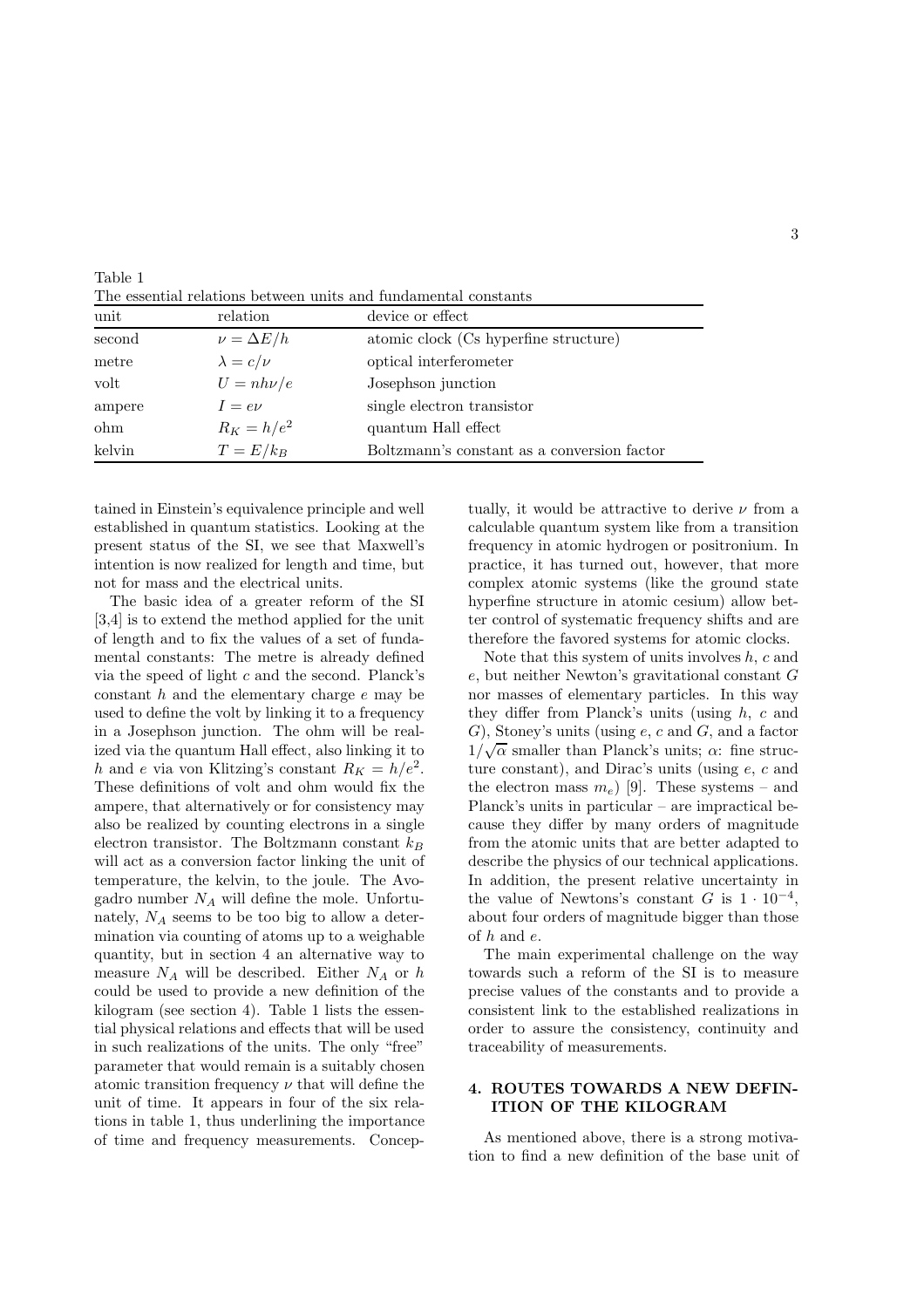Table 1
The essential relations between units and fundamental constants

| unit | relation | device or effect |
|---|---|---|
| second | $\nu = \Delta E/h$ | atomic clock (Cs hyperfine structure) |
| metre | $\lambda = c/\nu$ | optical interferometer |
| volt | $U = nh\nu/e$ | Josephson junction |
| ampere | $I = e\nu$ | single electron transistor |
| ohm | $R_K = h/e^2$ | quantum Hall effect |
| kelvin | $T = E/k_B$ | Boltzmann's constant as a conversion factor |

tained in Einstein's equivalence principle and well established in quantum statistics. Looking at the present status of the SI, we see that Maxwell's intention is now realized for length and time, but not for mass and the electrical units.

The basic idea of a greater reform of the SI [3,4] is to extend the method applied for the unit of length and to fix the values of a set of fundamental constants: The metre is already defined via the speed of light $c$ and the second. Planck's constant $h$ and the elementary charge $e$ may be used to define the volt by linking it to a frequency in a Josephson junction. The ohm will be realized via the quantum Hall effect, also linking it to $h$ and $e$ via von Klitzing's constant $R_K = h/e^2$. These definitions of volt and ohm would fix the ampere, that alternatively or for consistency may also be realized by counting electrons in a single electron transistor. The Boltzmann constant $k_B$ will act as a conversion factor linking the unit of temperature, the kelvin, to the joule. The Avogadro number $N_A$ will define the mole. Unfortunately, $N_A$ seems to be too big to allow a determination via counting of atoms up to a weighable quantity, but in section 4 an alternative way to measure $N_A$ will be described. Either $N_A$ or $h$ could be used to provide a new definition of the kilogram (see section 4). Table 1 lists the essential physical relations and effects that will be used in such realizations of the units. The only "free" parameter that would remain is a suitably chosen atomic transition frequency $\nu$ that will define the unit of time. It appears in four of the six relations in table 1, thus underlining the importance of time and frequency measurements. Conceptually, it would be attractive to derive $\nu$ from a calculable quantum system like from a transition frequency in atomic hydrogen or positronium. In practice, it has turned out, however, that more complex atomic systems (like the ground state hyperfine structure in atomic cesium) allow better control of systematic frequency shifts and are therefore the favored systems for atomic clocks.

Note that this system of units involves $h$, $c$ and $e$, but neither Newton's gravitational constant $G$ nor masses of elementary particles. In this way they differ from Planck's units (using $h$, $c$ and $G$), Stoney's units (using $e$, $c$ and $G$, and a factor $1/\sqrt{\alpha}$ smaller than Planck's units; $\alpha$: fine structure constant), and Dirac's units (using $e$, $c$ and the electron mass $m_e$) [9]. These systems – and Planck's units in particular – are impractical because they differ by many orders of magnitude from the atomic units that are better adapted to describe the physics of our technical applications. In addition, the present relative uncertainty in the value of Newtons's constant $G$ is $1 \cdot 10^{-4}$, about four orders of magnitude bigger than those of $h$ and $e$.

The main experimental challenge on the way towards such a reform of the SI is to measure precise values of the constants and to provide a consistent link to the established realizations in order to assure the consistency, continuity and traceability of measurements.

## 4. ROUTES TOWARDS A NEW DEFINITION OF THE KILOGRAM

As mentioned above, there is a strong motivation to find a new definition of the base unit of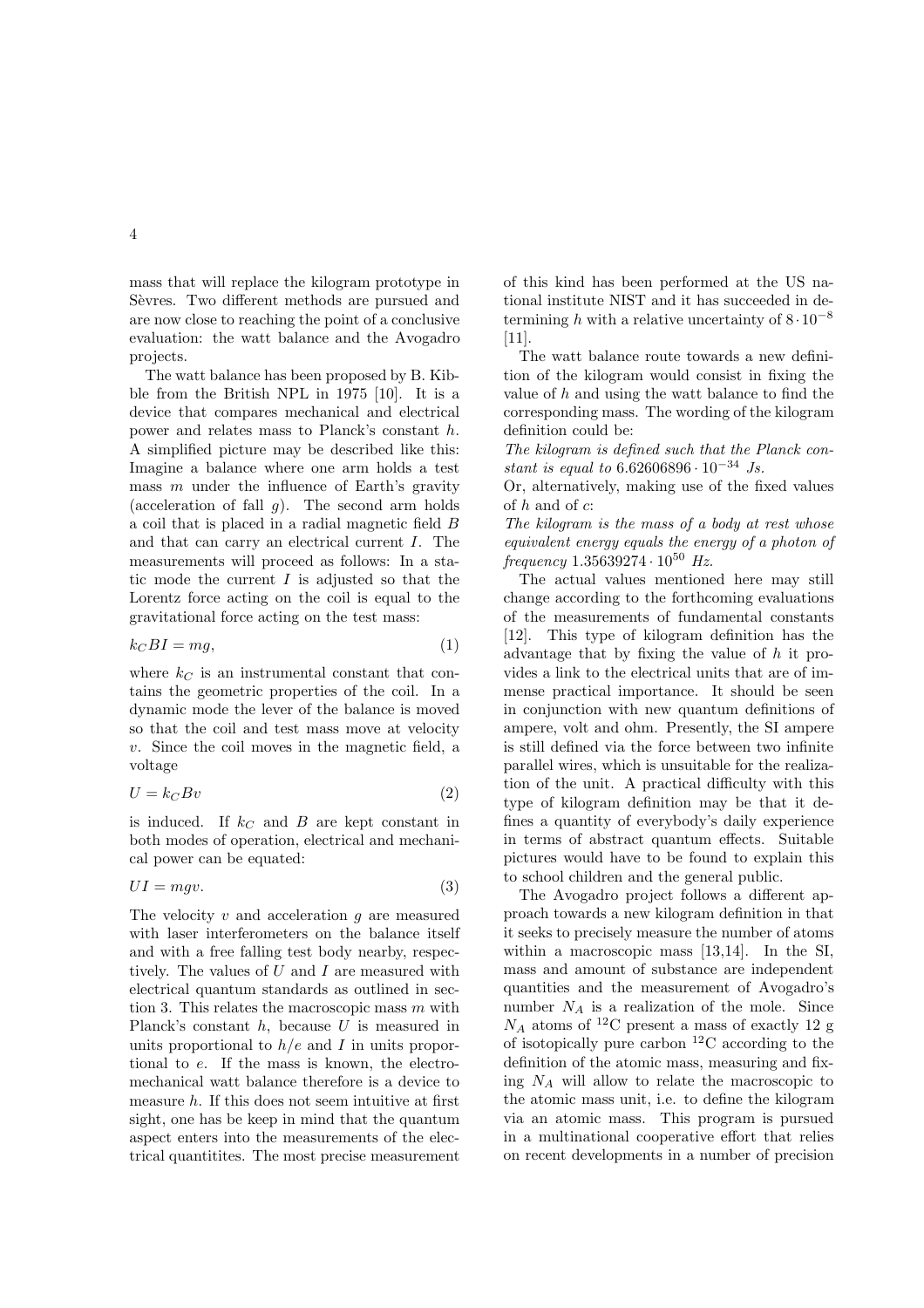mass that will replace the kilogram prototype in Sèvres. Two different methods are pursued and are now close to reaching the point of a conclusive evaluation: the watt balance and the Avogadro projects.

The watt balance has been proposed by B. Kibble from the British NPL in 1975 [10]. It is a device that compares mechanical and electrical power and relates mass to Planck's constant $h$. A simplified picture may be described like this: Imagine a balance where one arm holds a test mass $m$ under the influence of Earth's gravity (acceleration of fall $g$). The second arm holds a coil that is placed in a radial magnetic field $B$ and that can carry an electrical current $I$. The measurements will proceed as follows: In a static mode the current $I$ is adjusted so that the Lorentz force acting on the coil is equal to the gravitational force acting on the test mass:

$$k_C B I = mg, \tag{1}$$

where $k_C$ is an instrumental constant that contains the geometric properties of the coil. In a dynamic mode the lever of the balance is moved so that the coil and test mass move at velocity $v$. Since the coil moves in the magnetic field, a voltage

$$U = k_C B v \tag{2}$$

is induced. If $k_C$ and $B$ are kept constant in both modes of operation, electrical and mechanical power can be equated:

$$UI = mgv. \tag{3}$$

The velocity $v$ and acceleration $g$ are measured with laser interferometers on the balance itself and with a free falling test body nearby, respectively. The values of $U$ and $I$ are measured with electrical quantum standards as outlined in section 3. This relates the macroscopic mass $m$ with Planck's constant $h$, because $U$ is measured in units proportional to $h/e$ and $I$ in units proportional to $e$. If the mass is known, the electromechanical watt balance therefore is a device to measure $h$. If this does not seem intuitive at first sight, one has be keep in mind that the quantum aspect enters into the measurements of the electrical quantitites. The most precise measurement of this kind has been performed at the US national institute NIST and it has succeeded in determining $h$ with a relative uncertainty of $8 \cdot 10^{-8}$ [11].

The watt balance route towards a new definition of the kilogram would consist in fixing the value of $h$ and using the watt balance to find the corresponding mass. The wording of the kilogram definition could be:

*The kilogram is defined such that the Planck constant is equal to* $6.62606896 \cdot 10^{-34}$ *Js.*

Or, alternatively, making use of the fixed values of $h$ and of $c$:

*The kilogram is the mass of a body at rest whose equivalent energy equals the energy of a photon of frequency* $1.35639274 \cdot 10^{50}$ *Hz.*

The actual values mentioned here may still change according to the forthcoming evaluations of the measurements of fundamental constants [12]. This type of kilogram definition has the advantage that by fixing the value of $h$ it provides a link to the electrical units that are of immense practical importance. It should be seen in conjunction with new quantum definitions of ampere, volt and ohm. Presently, the SI ampere is still defined via the force between two infinite parallel wires, which is unsuitable for the realization of the unit. A practical difficulty with this type of kilogram definition may be that it defines a quantity of everybody's daily experience in terms of abstract quantum effects. Suitable pictures would have to be found to explain this to school children and the general public.

The Avogadro project follows a different approach towards a new kilogram definition in that it seeks to precisely measure the number of atoms within a macroscopic mass [13,14]. In the SI, mass and amount of substance are independent quantities and the measurement of Avogadro's number $N_A$ is a realization of the mole. Since $N_A$ atoms of $^{12}$C present a mass of exactly 12 g of isotopically pure carbon $^{12}$C according to the definition of the atomic mass, measuring and fixing $N_A$ will allow to relate the macroscopic to the atomic mass unit, i.e. to define the kilogram via an atomic mass. This program is pursued in a multinational cooperative effort that relies on recent developments in a number of precision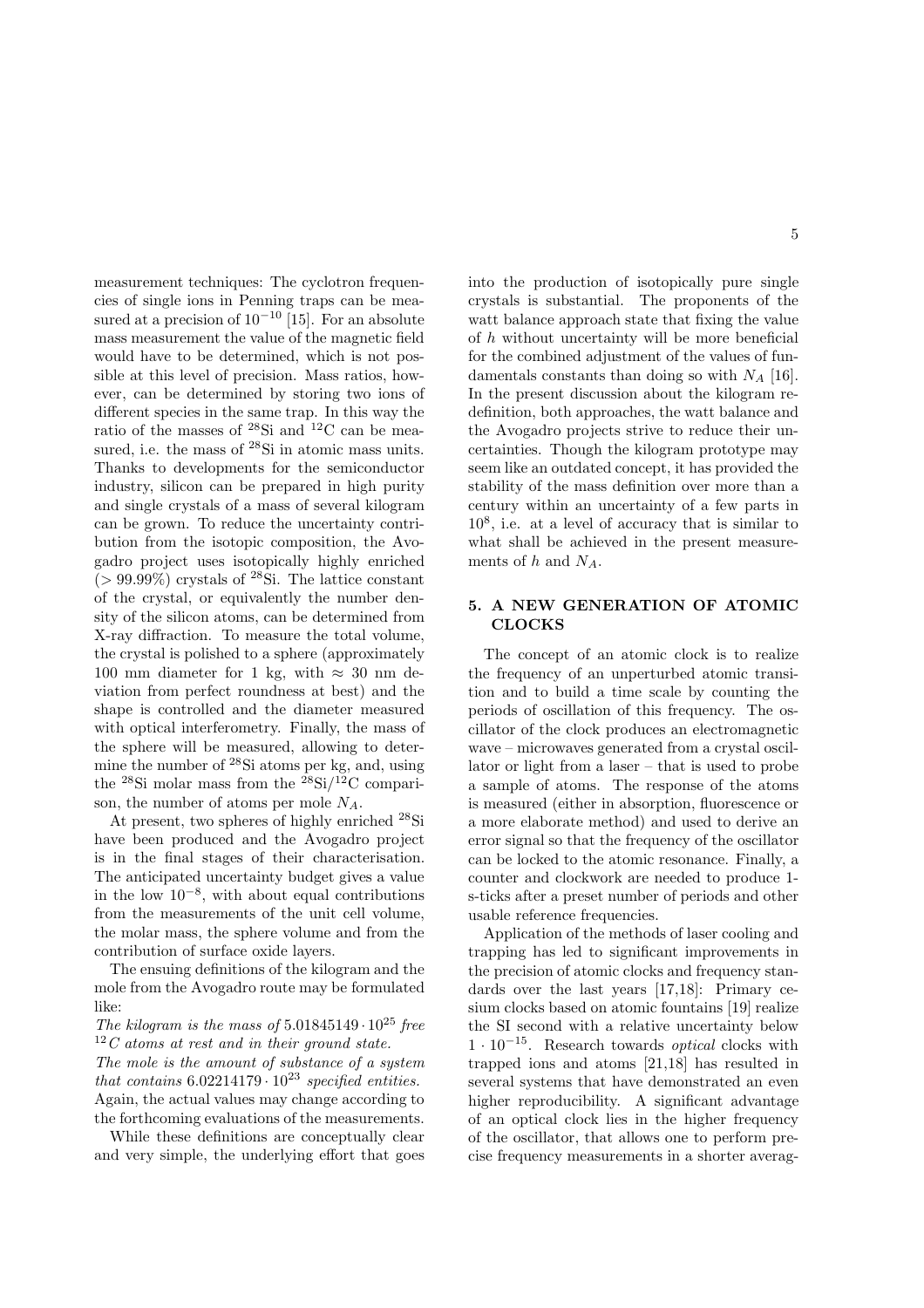measurement techniques: The cyclotron frequencies of single ions in Penning traps can be measured at a precision of $10^{-10}$ [15]. For an absolute mass measurement the value of the magnetic field would have to be determined, which is not possible at this level of precision. Mass ratios, however, can be determined by storing two ions of different species in the same trap. In this way the ratio of the masses of $^{28}$Si and $^{12}$C can be measured, i.e. the mass of $^{28}$Si in atomic mass units. Thanks to developments for the semiconductor industry, silicon can be prepared in high purity and single crystals of a mass of several kilogram can be grown. To reduce the uncertainty contribution from the isotopic composition, the Avogadro project uses isotopically highly enriched ($> 99.99\%$) crystals of $^{28}$Si. The lattice constant of the crystal, or equivalently the number density of the silicon atoms, can be determined from X-ray diffraction. To measure the total volume, the crystal is polished to a sphere (approximately 100 mm diameter for 1 kg, with $\approx$ 30 nm deviation from perfect roundness at best) and the shape is controlled and the diameter measured with optical interferometry. Finally, the mass of the sphere will be measured, allowing to determine the number of $^{28}$Si atoms per kg, and, using the $^{28}$Si molar mass from the $^{28}$Si/$^{12}$C comparison, the number of atoms per mole $N_A$.

At present, two spheres of highly enriched $^{28}$Si have been produced and the Avogadro project is in the final stages of their characterisation. The anticipated uncertainty budget gives a value in the low $10^{-8}$, with about equal contributions from the measurements of the unit cell volume, the molar mass, the sphere volume and from the contribution of surface oxide layers.

The ensuing definitions of the kilogram and the mole from the Avogadro route may be formulated like:

*The kilogram is the mass of* $5.01845149 \cdot 10^{25}$ *free* $^{12}C$ *atoms at rest and in their ground state.*

*The mole is the amount of substance of a system that contains* $6.02214179 \cdot 10^{23}$ *specified entities.*

Again, the actual values may change according to the forthcoming evaluations of the measurements.

While these definitions are conceptually clear and very simple, the underlying effort that goes into the production of isotopically pure single crystals is substantial. The proponents of the watt balance approach state that fixing the value of $h$ without uncertainty will be more beneficial for the combined adjustment of the values of fundamentals constants than doing so with $N_A$ [16]. In the present discussion about the kilogram redefinition, both approaches, the watt balance and the Avogadro projects strive to reduce their uncertainties. Though the kilogram prototype may seem like an outdated concept, it has provided the stability of the mass definition over more than a century within an uncertainty of a few parts in $10^8$, i.e. at a level of accuracy that is similar to what shall be achieved in the present measurements of $h$ and $N_A$.

## 5. A NEW GENERATION OF ATOMIC CLOCKS

The concept of an atomic clock is to realize the frequency of an unperturbed atomic transition and to build a time scale by counting the periods of oscillation of this frequency. The oscillator of the clock produces an electromagnetic wave – microwaves generated from a crystal oscillator or light from a laser – that is used to probe a sample of atoms. The response of the atoms is measured (either in absorption, fluorescence or a more elaborate method) and used to derive an error signal so that the frequency of the oscillator can be locked to the atomic resonance. Finally, a counter and clockwork are needed to produce 1-s-ticks after a preset number of periods and other usable reference frequencies.

Application of the methods of laser cooling and trapping has led to significant improvements in the precision of atomic clocks and frequency standards over the last years [17,18]: Primary cesium clocks based on atomic fountains [19] realize the SI second with a relative uncertainty below $1 \cdot 10^{-15}$. Research towards *optical* clocks with trapped ions and atoms [21,18] has resulted in several systems that have demonstrated an even higher reproducibility. A significant advantage of an optical clock lies in the higher frequency of the oscillator, that allows one to perform precise frequency measurements in a shorter averag-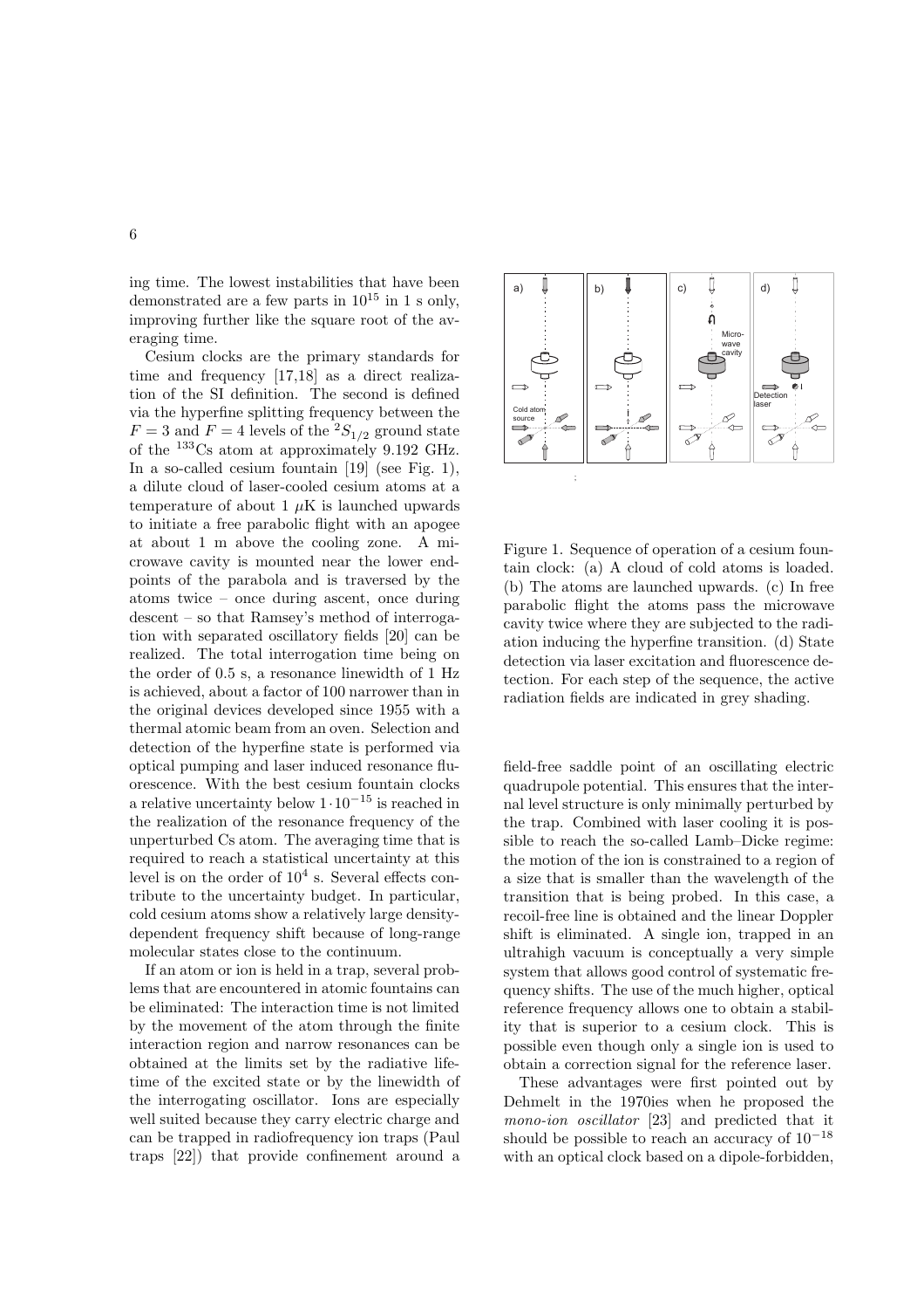ing time. The lowest instabilities that have been demonstrated are a few parts in $10^{15}$ in 1 s only, improving further like the square root of the averaging time.

Cesium clocks are the primary standards for time and frequency [17,18] as a direct realization of the SI definition. The second is defined via the hyperfine splitting frequency between the $F = 3$ and $F = 4$ levels of the $^2S_{1/2}$ ground state of the $^{133}$Cs atom at approximately 9.192 GHz. In a so-called cesium fountain [19] (see Fig. 1), a dilute cloud of laser-cooled cesium atoms at a temperature of about 1 $\mu$K is launched upwards to initiate a free parabolic flight with an apogee at about 1 m above the cooling zone. A microwave cavity is mounted near the lower endpoints of the parabola and is traversed by the atoms twice – once during ascent, once during descent – so that Ramsey's method of interrogation with separated oscillatory fields [20] can be realized. The total interrogation time being on the order of 0.5 s, a resonance linewidth of 1 Hz is achieved, about a factor of 100 narrower than in the original devices developed since 1955 with a thermal atomic beam from an oven. Selection and detection of the hyperfine state is performed via optical pumping and laser induced resonance fluorescence. With the best cesium fountain clocks a relative uncertainty below $1 \cdot 10^{-15}$ is reached in the realization of the resonance frequency of the unperturbed Cs atom. The averaging time that is required to reach a statistical uncertainty at this level is on the order of $10^4$ s. Several effects contribute to the uncertainty budget. In particular, cold cesium atoms show a relatively large density-dependent frequency shift because of long-range molecular states close to the continuum.

If an atom or ion is held in a trap, several problems that are encountered in atomic fountains can be eliminated: The interaction time is not limited by the movement of the atom through the finite interaction region and narrow resonances can be obtained at the limits set by the radiative lifetime of the excited state or by the linewidth of the interrogating oscillator. Ions are especially well suited because they carry electric charge and can be trapped in radiofrequency ion traps (Paul traps [22]) that provide confinement around a field-free saddle point of an oscillating electric quadrupole potential. This ensures that the internal level structure is only minimally perturbed by the trap. Combined with laser cooling it is possible to reach the so-called Lamb–Dicke regime: the motion of the ion is constrained to a region of a size that is smaller than the wavelength of the transition that is being probed. In this case, a recoil-free line is obtained and the linear Doppler shift is eliminated. A single ion, trapped in an ultrahigh vacuum is conceptually a very simple system that allows good control of systematic frequency shifts. The use of the much higher, optical reference frequency allows one to obtain a stability that is superior to a cesium clock. This is possible even though only a single ion is used to obtain a correction signal for the reference laser.

a)
b)
c)
d)
Cold atom source
Micro-wave cavity
Detection laser

Figure 1. Sequence of operation of a cesium fountain clock: (a) A cloud of cold atoms is loaded. (b) The atoms are launched upwards. (c) In free parabolic flight the atoms pass the microwave cavity twice where they are subjected to the radiation inducing the hyperfine transition. (d) State detection via laser excitation and fluorescence detection. For each step of the sequence, the active radiation fields are indicated in grey shading.

These advantages were first pointed out by Dehmelt in the 1970ies when he proposed the *mono-ion oscillator* [23] and predicted that it should be possible to reach an accuracy of $10^{-18}$ with an optical clock based on a dipole-forbidden,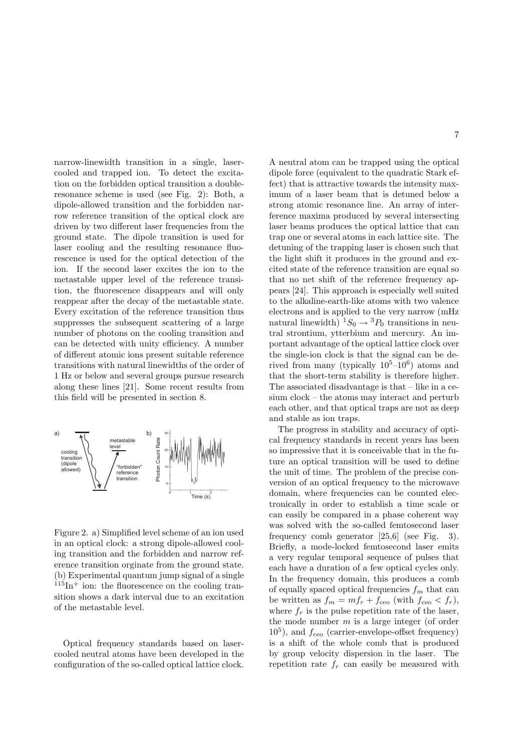narrow-linewidth transition in a single, laser-cooled and trapped ion. To detect the excitation on the forbidden optical transition a double-resonance scheme is used (see Fig. 2): Both, a dipole-allowed transition and the forbidden narrow reference transition of the optical clock are driven by two different laser frequencies from the ground state. The dipole transition is used for laser cooling and the resulting resonance fluorescence is used for the optical detection of the ion. If the second laser excites the ion to the metastable upper level of the reference transition, the fluorescence disappears and will only reappear after the decay of the metastable state. Every excitation of the reference transition thus suppresses the subsequent scattering of a large number of photons on the cooling transition and can be detected with unity efficiency. A number of different atomic ions present suitable reference transitions with natural linewidths of the order of 1 Hz or below and several groups pursue research along these lines [21]. Some recent results from this field will be presented in section 8.

Figure 2. a) Simplified level scheme of an ion used in an optical clock: a strong dipole-allowed cooling transition and the forbidden and narrow reference transition orginate from the ground state. (b) Experimental quantum jump signal of a single $^{115}In^+$ ion: the fluorescence on the cooling transition shows a dark interval due to an excitation of the metastable level.

Optical frequency standards based on laser-cooled neutral atoms have been developed in the configuration of the so-called optical lattice clock. A neutral atom can be trapped using the optical dipole force (equivalent to the quadratic Stark effect) that is attractive towards the intensity maximum of a laser beam that is detuned below a strong atomic resonance line. An array of interference maxima produced by several intersecting laser beams produces the optical lattice that can trap one or several atoms in each lattice site. The detuning of the trapping laser is chosen such that the light shift it produces in the ground and excited state of the reference transition are equal so that no net shift of the reference frequency appears [24]. This approach is especially well suited to the alkaline-earth-like atoms with two valence electrons and is applied to the very narrow (mHz natural linewidth) $^1S_0 \rightarrow {}^3P_0$ transitions in neutral strontium, ytterbium and mercury. An important advantage of the optical lattice clock over the single-ion clock is that the signal can be derived from many (typically $10^5$–$10^6$) atoms and that the short-term stability is therefore higher. The associated disadvantage is that – like in a cesium clock – the atoms may interact and perturb each other, and that optical traps are not as deep and stable as ion traps.

The progress in stability and accuracy of optical frequency standards in recent years has been so impressive that it is conceivable that in the future an optical transition will be used to define the unit of time. The problem of the precise conversion of an optical frequency to the microwave domain, where frequencies can be counted electronically in order to establish a time scale or can easily be compared in a phase coherent way was solved with the so-called femtosecond laser frequency comb generator [25,6] (see Fig. 3). Briefly, a mode-locked femtosecond laser emits a very regular temporal sequence of pulses that each have a duration of a few optical cycles only. In the frequency domain, this produces a comb of equally spaced optical frequencies $f_m$ that can be written as $f_m = mf_r + f_{\mathrm{ceo}}$ (with $f_{\mathrm{ceo}} < f_r$), where $f_r$ is the pulse repetition rate of the laser, the mode number $m$ is a large integer (of order $10^5$), and $f_{\mathrm{ceo}}$ (carrier-envelope-offset frequency) is a shift of the whole comb that is produced by group velocity dispersion in the laser. The repetition rate $f_r$ can easily be measured with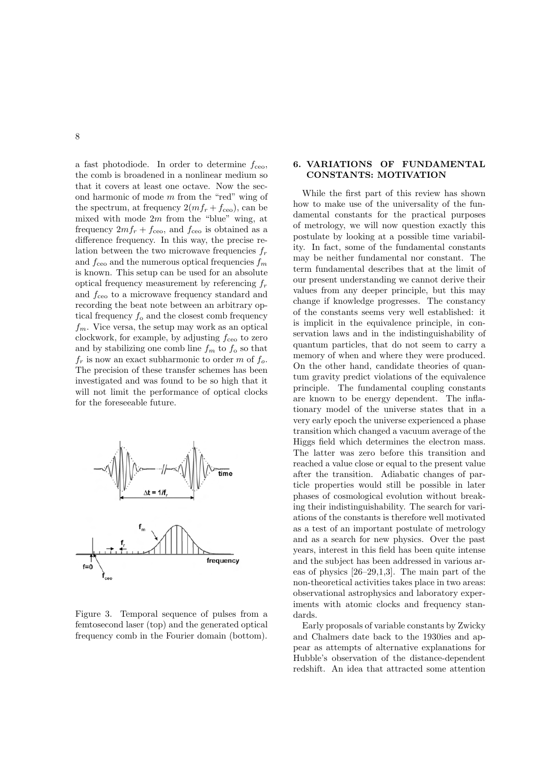a fast photodiode. In order to determine $f_{\mathrm{ceo}}$, the comb is broadened in a nonlinear medium so that it covers at least one octave. Now the second harmonic of mode $m$ from the "red" wing of the spectrum, at frequency $2(mf_r + f_{\mathrm{ceo}})$, can be mixed with mode $2m$ from the "blue" wing, at frequency $2mf_r + f_{\mathrm{ceo}}$, and $f_{\mathrm{ceo}}$ is obtained as a difference frequency. In this way, the precise relation between the two microwave frequencies $f_r$ and $f_{\mathrm{ceo}}$ and the numerous optical frequencies $f_m$ is known. This setup can be used for an absolute optical frequency measurement by referencing $f_r$ and $f_{\mathrm{ceo}}$ to a microwave frequency standard and recording the beat note between an arbitrary optical frequency $f_{\mathrm{o}}$ and the closest comb frequency $f_m$. Vice versa, the setup may work as an optical clockwork, for example, by adjusting $f_{\mathrm{ceo}}$ to zero and by stabilizing one comb line $f_m$ to $f_{\mathrm{o}}$ so that $f_r$ is now an exact subharmonic to order $m$ of $f_o$. The precision of these transfer schemes has been investigated and was found to be so high that it will not limit the performance of optical clocks for the foreseeable future.

time

$\Delta t = 1/f_r$

$f_m$

$f_r$

frequency

f=0

$f_{\mathrm{ceo}}$

Figure 3. Temporal sequence of pulses from a femtosecond laser (top) and the generated optical frequency comb in the Fourier domain (bottom).

## 6. VARIATIONS OF FUNDAMENTAL CONSTANTS: MOTIVATION

While the first part of this review has shown how to make use of the universality of the fundamental constants for the practical purposes of metrology, we will now question exactly this postulate by looking at a possible time variability. In fact, some of the fundamental constants may be neither fundamental nor constant. The term fundamental describes that at the limit of our present understanding we cannot derive their values from any deeper principle, but this may change if knowledge progresses. The constancy of the constants seems very well established: it is implicit in the equivalence principle, in conservation laws and in the indistinguishability of quantum particles, that do not seem to carry a memory of when and where they were produced. On the other hand, candidate theories of quantum gravity predict violations of the equivalence principle. The fundamental coupling constants are known to be energy dependent. The inflationary model of the universe states that in a very early epoch the universe experienced a phase transition which changed a vacuum average of the Higgs field which determines the electron mass. The latter was zero before this transition and reached a value close or equal to the present value after the transition. Adiabatic changes of particle properties would still be possible in later phases of cosmological evolution without breaking their indistinguishability. The search for variations of the constants is therefore well motivated as a test of an important postulate of metrology and as a search for new physics. Over the past years, interest in this field has been quite intense and the subject has been addressed in various areas of physics [26–29,1,3]. The main part of the non-theoretical activities takes place in two areas: observational astrophysics and laboratory experiments with atomic clocks and frequency standards.

Early proposals of variable constants by Zwicky and Chalmers date back to the 1930ies and appear as attempts of alternative explanations for Hubble's observation of the distance-dependent redshift. An idea that attracted some attention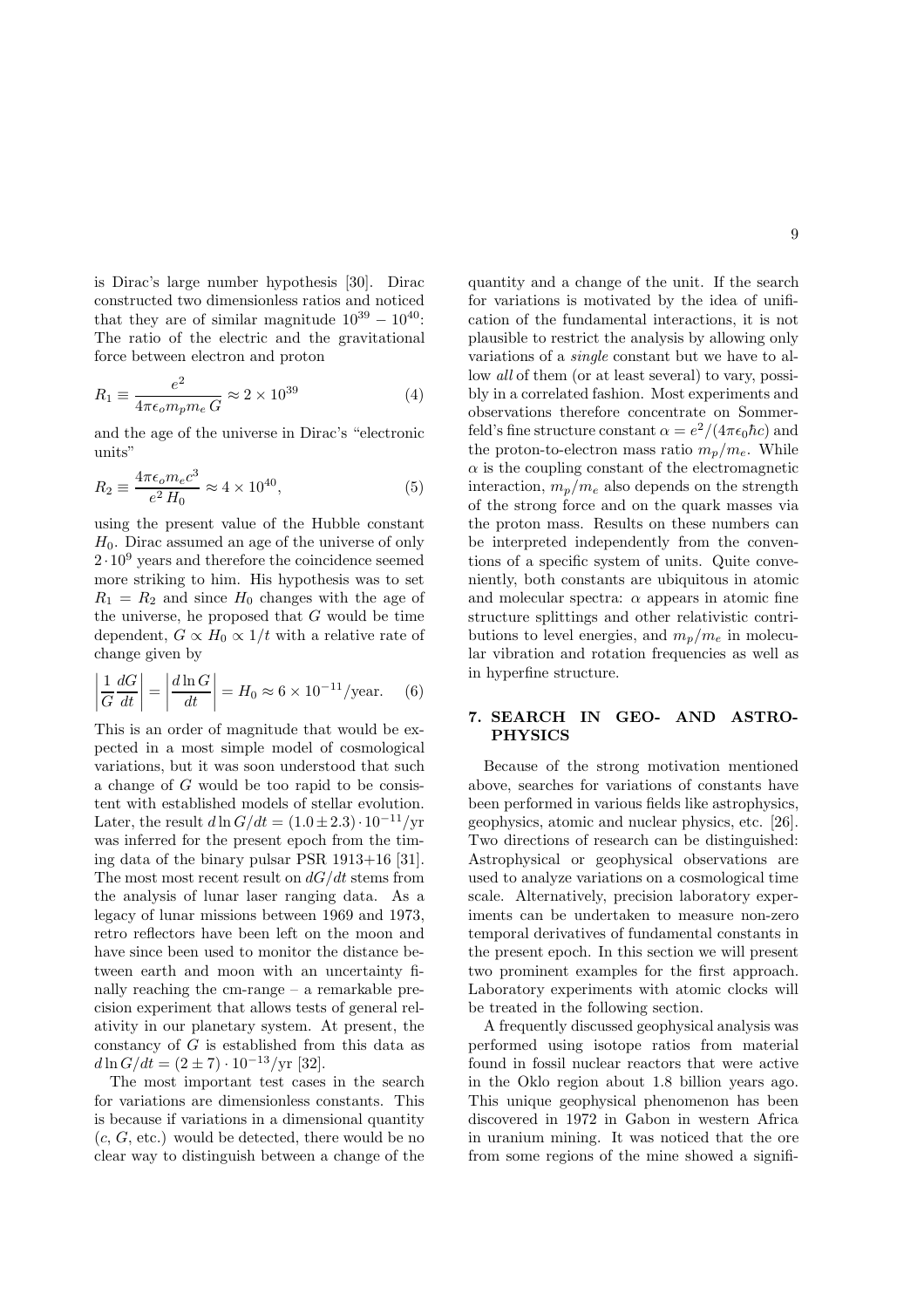is Dirac's large number hypothesis [30]. Dirac constructed two dimensionless ratios and noticed that they are of similar magnitude $10^{39} - 10^{40}$: The ratio of the electric and the gravitational force between electron and proton

$$R_1 \equiv \frac{e^2}{4\pi\epsilon_o m_p m_e \, G} \approx 2 \times 10^{39} \qquad (4)$$

and the age of the universe in Dirac's "electronic units"

$$R_2 \equiv \frac{4\pi\epsilon_o m_e c^3}{e^2 \, H_0} \approx 4 \times 10^{40}, \qquad (5)$$

using the present value of the Hubble constant $H_0$. Dirac assumed an age of the universe of only $2 \cdot 10^9$ years and therefore the coincidence seemed more striking to him. His hypothesis was to set $R_1 = R_2$ and since $H_0$ changes with the age of the universe, he proposed that $G$ would be time dependent, $G \propto H_0 \propto 1/t$ with a relative rate of change given by

$$\left| \frac{1}{G}\frac{dG}{dt} \right| = \left| \frac{d \ln G}{dt} \right| = H_0 \approx 6 \times 10^{-11}/\text{year}. \qquad (6)$$

This is an order of magnitude that would be expected in a most simple model of cosmological variations, but it was soon understood that such a change of $G$ would be too rapid to be consistent with established models of stellar evolution. Later, the result $d\ln G/dt = (1.0 \pm 2.3) \cdot 10^{-11}$/yr was inferred for the present epoch from the timing data of the binary pulsar PSR 1913+16 [31]. The most most recent result on $dG/dt$ stems from the analysis of lunar laser ranging data. As a legacy of lunar missions between 1969 and 1973, retro reflectors have been left on the moon and have since been used to monitor the distance between earth and moon with an uncertainty finally reaching the cm-range – a remarkable precision experiment that allows tests of general relativity in our planetary system. At present, the constancy of $G$ is established from this data as $d\ln G/dt = (2 \pm 7) \cdot 10^{-13}$/yr [32].

The most important test cases in the search for variations are dimensionless constants. This is because if variations in a dimensional quantity ($c$, $G$, etc.) would be detected, there would be no clear way to distinguish between a change of the quantity and a change of the unit. If the search for variations is motivated by the idea of unification of the fundamental interactions, it is not plausible to restrict the analysis by allowing only variations of a *single* constant but we have to allow *all* of them (or at least several) to vary, possibly in a correlated fashion. Most experiments and observations therefore concentrate on Sommerfeld's fine structure constant $\alpha = e^2/(4\pi\epsilon_0 \hbar c)$ and the proton-to-electron mass ratio $m_p/m_e$. While $\alpha$ is the coupling constant of the electromagnetic interaction, $m_p/m_e$ also depends on the strength of the strong force and on the quark masses via the proton mass. Results on these numbers can be interpreted independently from the conventions of a specific system of units. Quite conveniently, both constants are ubiquitous in atomic and molecular spectra: $\alpha$ appears in atomic fine structure splittings and other relativistic contributions to level energies, and $m_p/m_e$ in molecular vibration and rotation frequencies as well as in hyperfine structure.

## 7. SEARCH IN GEO- AND ASTROPHYSICS

Because of the strong motivation mentioned above, searches for variations of constants have been performed in various fields like astrophysics, geophysics, atomic and nuclear physics, etc. [26]. Two directions of research can be distinguished: Astrophysical or geophysical observations are used to analyze variations on a cosmological time scale. Alternatively, precision laboratory experiments can be undertaken to measure non-zero temporal derivatives of fundamental constants in the present epoch. In this section we will present two prominent examples for the first approach. Laboratory experiments with atomic clocks will be treated in the following section.

A frequently discussed geophysical analysis was performed using isotope ratios from material found in fossil nuclear reactors that were active in the Oklo region about 1.8 billion years ago. This unique geophysical phenomenon has been discovered in 1972 in Gabon in western Africa in uranium mining. It was noticed that the ore from some regions of the mine showed a signifi-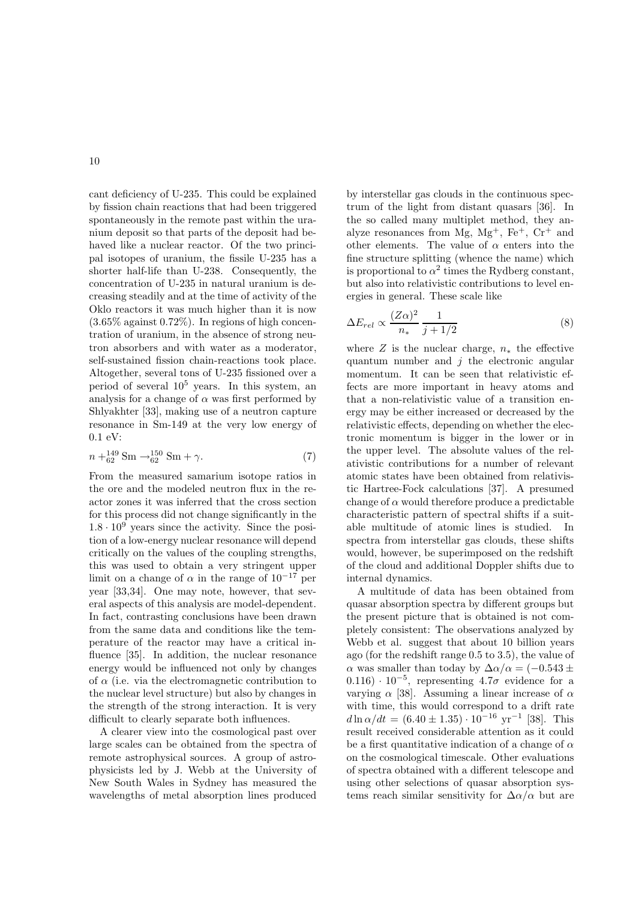cant deficiency of U-235. This could be explained by fission chain reactions that had been triggered spontaneously in the remote past within the uranium deposit so that parts of the deposit had behaved like a nuclear reactor. Of the two principal isotopes of uranium, the fissile U-235 has a shorter half-life than U-238. Consequently, the concentration of U-235 in natural uranium is decreasing steadily and at the time of activity of the Oklo reactors it was much higher than it is now (3.65% against 0.72%). In regions of high concentration of uranium, in the absence of strong neutron absorbers and with water as a moderator, self-sustained fission chain-reactions took place. Altogether, several tons of U-235 fissioned over a period of several $10^5$ years. In this system, an analysis for a change of $\alpha$ was first performed by Shlyakhter [33], making use of a neutron capture resonance in Sm-149 at the very low energy of 0.1 eV:

$$n + {}^{149}_{62}\mathrm{Sm} \rightarrow {}^{150}_{62}\mathrm{Sm} + \gamma. \tag{7}$$

From the measured samarium isotope ratios in the ore and the modeled neutron flux in the reactor zones it was inferred that the cross section for this process did not change significantly in the $1.8 \cdot 10^9$ years since the activity. Since the position of a low-energy nuclear resonance will depend critically on the values of the coupling strengths, this was used to obtain a very stringent upper limit on a change of $\alpha$ in the range of $10^{-17}$ per year [33,34]. One may note, however, that several aspects of this analysis are model-dependent. In fact, contrasting conclusions have been drawn from the same data and conditions like the temperature of the reactor may have a critical influence [35]. In addition, the nuclear resonance energy would be influenced not only by changes of $\alpha$ (i.e. via the electromagnetic contribution to the nuclear level structure) but also by changes in the strength of the strong interaction. It is very difficult to clearly separate both influences.

A clearer view into the cosmological past over large scales can be obtained from the spectra of remote astrophysical sources. A group of astrophysicists led by J. Webb at the University of New South Wales in Sydney has measured the wavelengths of metal absorption lines produced by interstellar gas clouds in the continuous spectrum of the light from distant quasars [36]. In the so called many multiplet method, they analyze resonances from Mg, $Mg^+$, $Fe^+$, $Cr^+$ and other elements. The value of $\alpha$ enters into the fine structure splitting (whence the name) which is proportional to $\alpha^2$ times the Rydberg constant, but also into relativistic contributions to level energies in general. These scale like

$$\Delta E_{rel} \propto \frac{(Z\alpha)^2}{n_*} \frac{1}{j + 1/2} \tag{8}$$

where $Z$ is the nuclear charge, $n_*$ the effective quantum number and $j$ the electronic angular momentum. It can be seen that relativistic effects are more important in heavy atoms and that a non-relativistic value of a transition energy may be either increased or decreased by the relativistic effects, depending on whether the electronic momentum is bigger in the lower or in the upper level. The absolute values of the relativistic contributions for a number of relevant atomic states have been obtained from relativistic Hartree-Fock calculations [37]. A presumed change of $\alpha$ would therefore produce a predictable characteristic pattern of spectral shifts if a suitable multitude of atomic lines is studied. In spectra from interstellar gas clouds, these shifts would, however, be superimposed on the redshift of the cloud and additional Doppler shifts due to internal dynamics.

A multitude of data has been obtained from quasar absorption spectra by different groups but the present picture that is obtained is not completely consistent: The observations analyzed by Webb et al. suggest that about 10 billion years ago (for the redshift range 0.5 to 3.5), the value of $\alpha$ was smaller than today by $\Delta\alpha/\alpha = (-0.543 \pm 0.116) \cdot 10^{-5}$, representing $4.7\sigma$ evidence for a varying $\alpha$ [38]. Assuming a linear increase of $\alpha$ with time, this would correspond to a drift rate $d \ln \alpha/dt = (6.40 \pm 1.35) \cdot 10^{-16}$ yr$^{-1}$ [38]. This result received considerable attention as it could be a first quantitative indication of a change of $\alpha$ on the cosmological timescale. Other evaluations of spectra obtained with a different telescope and using other selections of quasar absorption systems reach similar sensitivity for $\Delta\alpha/\alpha$ but are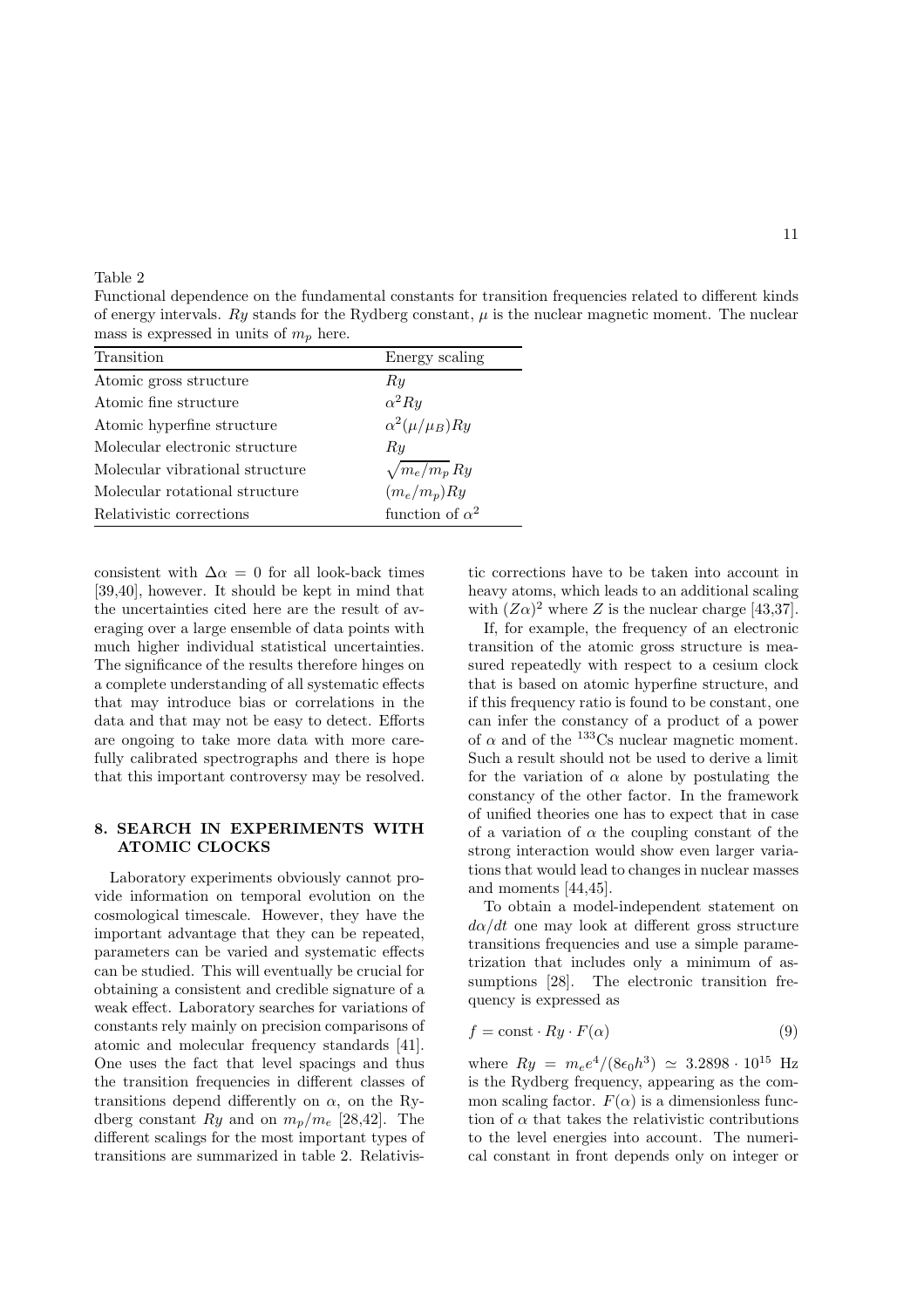Table 2

Functional dependence on the fundamental constants for transition frequencies related to different kinds of energy intervals. $Ry$ stands for the Rydberg constant, $\mu$ is the nuclear magnetic moment. The nuclear mass is expressed in units of $m_p$ here.

| Transition | Energy scaling |
|---|---|
| Atomic gross structure | $Ry$ |
| Atomic fine structure | $\alpha^2 Ry$ |
| Atomic hyperfine structure | $\alpha^2(\mu/\mu_B)Ry$ |
| Molecular electronic structure | $Ry$ |
| Molecular vibrational structure | $\sqrt{m_e/m_p}\,Ry$ |
| Molecular rotational structure | $(m_e/m_p)Ry$ |
| Relativistic corrections | function of $\alpha^2$ |

consistent with $\Delta\alpha = 0$ for all look-back times [39,40], however. It should be kept in mind that the uncertainties cited here are the result of averaging over a large ensemble of data points with much higher individual statistical uncertainties. The significance of the results therefore hinges on a complete understanding of all systematic effects that may introduce bias or correlations in the data and that may not be easy to detect. Efforts are ongoing to take more data with more carefully calibrated spectrographs and there is hope that this important controversy may be resolved.

## 8. SEARCH IN EXPERIMENTS WITH ATOMIC CLOCKS

Laboratory experiments obviously cannot provide information on temporal evolution on the cosmological timescale. However, they have the important advantage that they can be repeated, parameters can be varied and systematic effects can be studied. This will eventually be crucial for obtaining a consistent and credible signature of a weak effect. Laboratory searches for variations of constants rely mainly on precision comparisons of atomic and molecular frequency standards [41]. One uses the fact that level spacings and thus the transition frequencies in different classes of transitions depend differently on $\alpha$, on the Rydberg constant $Ry$ and on $m_p/m_e$ [28,42]. The different scalings for the most important types of transitions are summarized in table 2. Relativistic corrections have to be taken into account in heavy atoms, which leads to an additional scaling with $(Z\alpha)^2$ where $Z$ is the nuclear charge [43,37].

If, for example, the frequency of an electronic transition of the atomic gross structure is measured repeatedly with respect to a cesium clock that is based on atomic hyperfine structure, and if this frequency ratio is found to be constant, one can infer the constancy of a product of a power of $\alpha$ and of the $^{133}$Cs nuclear magnetic moment. Such a result should not be used to derive a limit for the variation of $\alpha$ alone by postulating the constancy of the other factor. In the framework of unified theories one has to expect that in case of a variation of $\alpha$ the coupling constant of the strong interaction would show even larger variations that would lead to changes in nuclear masses and moments [44,45].

To obtain a model-independent statement on $d\alpha/dt$ one may look at different gross structure transitions frequencies and use a simple parametrization that includes only a minimum of assumptions [28]. The electronic transition frequency is expressed as

$$f = \text{const} \cdot Ry \cdot F(\alpha) \tag{9}$$

where $Ry = m_e e^4/(8\epsilon_0 h^3) \simeq 3.2898 \cdot 10^{15}$ Hz is the Rydberg frequency, appearing as the common scaling factor. $F(\alpha)$ is a dimensionless function of $\alpha$ that takes the relativistic contributions to the level energies into account. The numerical constant in front depends only on integer or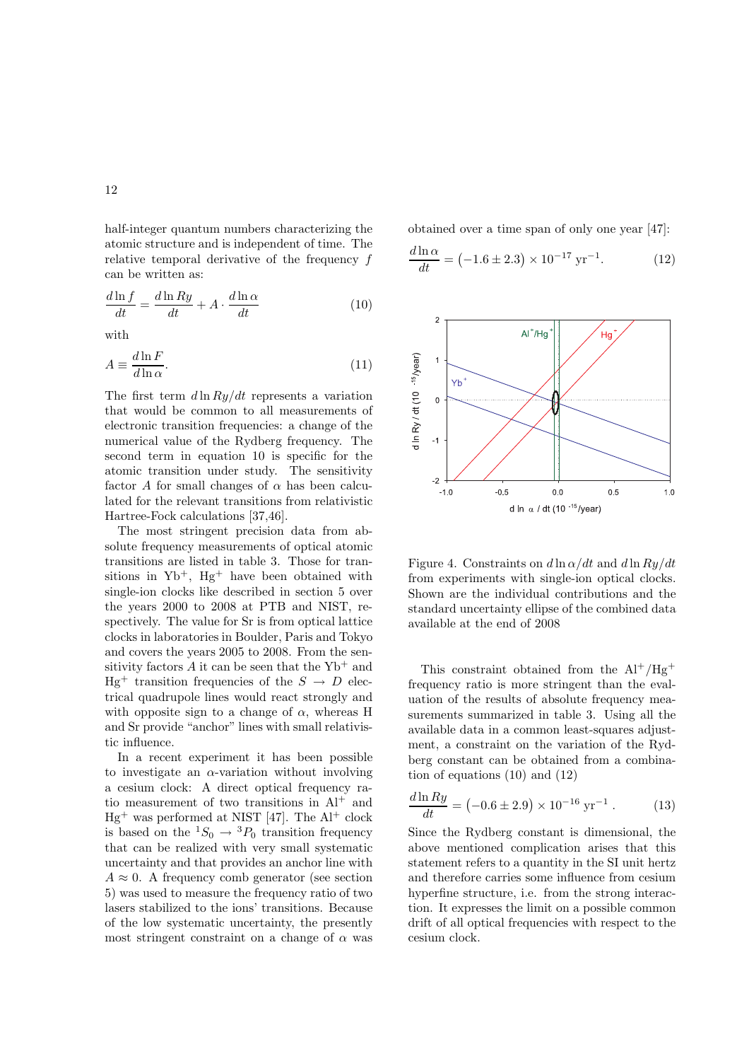half-integer quantum numbers characterizing the atomic structure and is independent of time. The relative temporal derivative of the frequency $f$ can be written as:

$$\frac{d\ln f}{dt} = \frac{d\ln Ry}{dt} + A \cdot \frac{d\ln \alpha}{dt} \tag{10}$$

with

$$A \equiv \frac{d\ln F}{d\ln \alpha}. \tag{11}$$

The first term $d\ln Ry/dt$ represents a variation that would be common to all measurements of electronic transition frequencies: a change of the numerical value of the Rydberg frequency. The second term in equation 10 is specific for the atomic transition under study. The sensitivity factor $A$ for small changes of $\alpha$ has been calculated for the relevant transitions from relativistic Hartree-Fock calculations [37,46].

The most stringent precision data from absolute frequency measurements of optical atomic transitions are listed in table 3. Those for transitions in $Yb^+$, $Hg^+$ have been obtained with single-ion clocks like described in section 5 over the years 2000 to 2008 at PTB and NIST, respectively. The value for Sr is from optical lattice clocks in laboratories in Boulder, Paris and Tokyo and covers the years 2005 to 2008. From the sensitivity factors $A$ it can be seen that the $Yb^+$ and $Hg^+$ transition frequencies of the $S \to D$ electrical quadrupole lines would react strongly and with opposite sign to a change of $\alpha$, whereas H and Sr provide "anchor" lines with small relativistic influence.

In a recent experiment it has been possible to investigate an $\alpha$-variation without involving a cesium clock: A direct optical frequency ratio measurement of two transitions in $Al^+$ and $Hg^+$ was performed at NIST [47]. The $Al^+$ clock is based on the $^1S_0 \to {}^3P_0$ transition frequency that can be realized with very small systematic uncertainty and that provides an anchor line with $A \approx 0$. A frequency comb generator (see section 5) was used to measure the frequency ratio of two lasers stabilized to the ions' transitions. Because of the low systematic uncertainty, the presently most stringent constraint on a change of $\alpha$ was obtained over a time span of only one year [47]:

$$\frac{d\ln \alpha}{dt} = \left(-1.6 \pm 2.3\right) \times 10^{-17}\ \mathrm{yr}^{-1}. \tag{12}$$

Figure 4. Constraints on $d\ln\alpha/dt$ and $d\ln Ry/dt$ from experiments with single-ion optical clocks. Shown are the individual contributions and the standard uncertainty ellipse of the combined data available at the end of 2008

This constraint obtained from the $Al^+/Hg^+$ frequency ratio is more stringent than the evaluation of the results of absolute frequency measurements summarized in table 3. Using all the available data in a common least-squares adjustment, a constraint on the variation of the Rydberg constant can be obtained from a combination of equations (10) and (12)

$$\frac{d\ln Ry}{dt} = \left(-0.6 \pm 2.9\right) \times 10^{-16}\ \mathrm{yr}^{-1}\,. \tag{13}$$

Since the Rydberg constant is dimensional, the above mentioned complication arises that this statement refers to a quantity in the SI unit hertz and therefore carries some influence from cesium hyperfine structure, i.e. from the strong interaction. It expresses the limit on a possible common drift of all optical frequencies with respect to the cesium clock.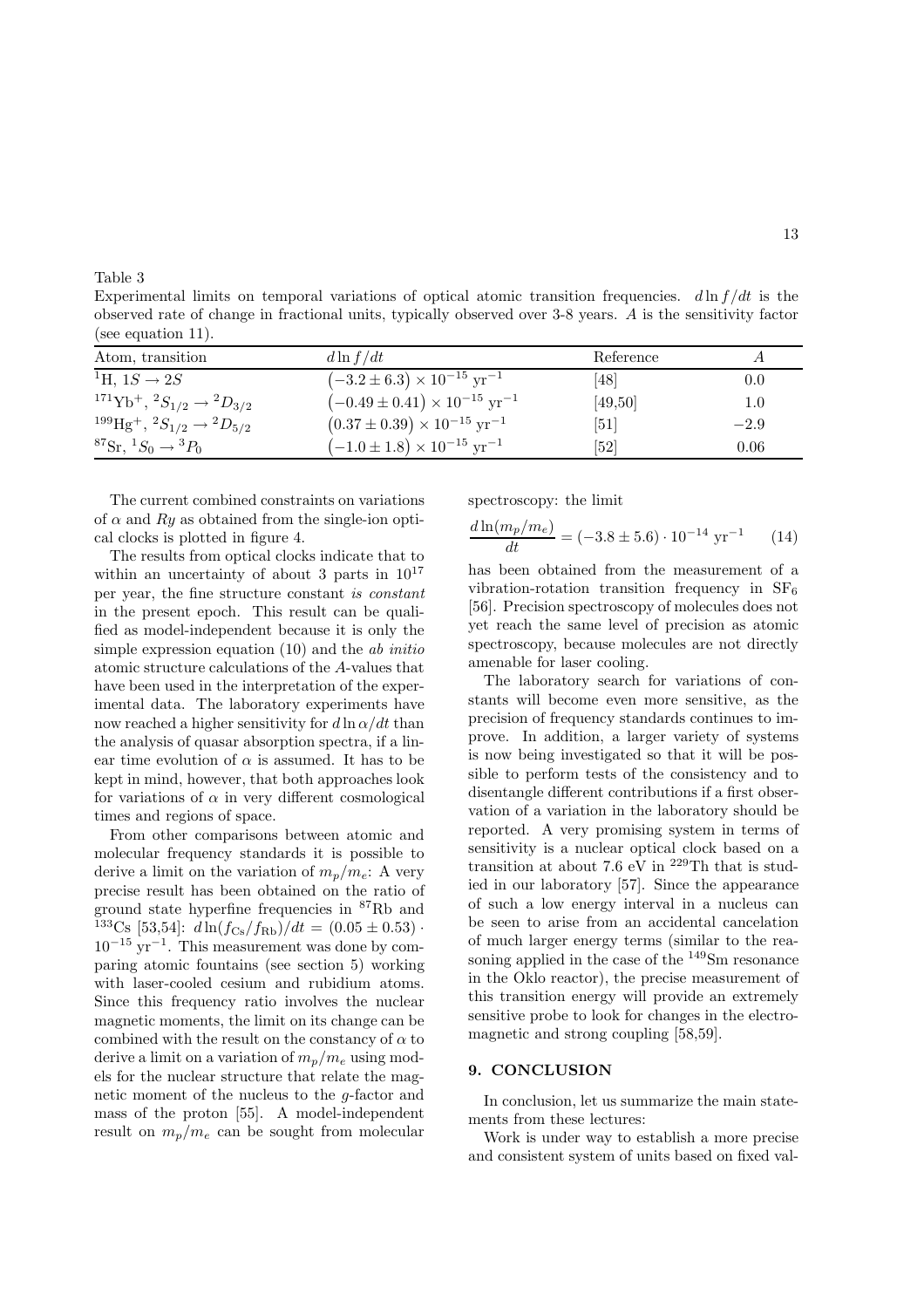Table 3
Experimental limits on temporal variations of optical atomic transition frequencies. $d\ln f/dt$ is the observed rate of change in fractional units, typically observed over 3-8 years. $A$ is the sensitivity factor (see equation 11).

| Atom, transition | $d\ln f/dt$ | Reference | $A$ |
|---|---|---|---|
| $^{1}$H, $1S \rightarrow 2S$ | $\left(-3.2 \pm 6.3\right) \times 10^{-15}\ \mathrm{yr}^{-1}$ | [48] | 0.0 |
| $^{171}$Yb$^{+}$, $^{2}S_{1/2} \rightarrow {}^{2}D_{3/2}$ | $\left(-0.49 \pm 0.41\right) \times 10^{-15}\ \mathrm{yr}^{-1}$ | [49,50] | 1.0 |
| $^{199}$Hg$^{+}$, $^{2}S_{1/2} \rightarrow {}^{2}D_{5/2}$ | $\left(0.37 \pm 0.39\right) \times 10^{-15}\ \mathrm{yr}^{-1}$ | [51] | $-2.9$ |
| $^{87}$Sr, $^{1}S_{0} \rightarrow {}^{3}P_{0}$ | $\left(-1.0 \pm 1.8\right) \times 10^{-15}\ \mathrm{yr}^{-1}$ | [52] | 0.06 |

The current combined constraints on variations of $\alpha$ and $Ry$ as obtained from the single-ion optical clocks is plotted in figure 4.

The results from optical clocks indicate that to within an uncertainty of about 3 parts in $10^{17}$ per year, the fine structure constant *is constant* in the present epoch. This result can be qualified as model-independent because it is only the simple expression equation (10) and the *ab initio* atomic structure calculations of the $A$-values that have been used in the interpretation of the experimental data. The laboratory experiments have now reached a higher sensitivity for $d\ln\alpha/dt$ than the analysis of quasar absorption spectra, if a linear time evolution of $\alpha$ is assumed. It has to be kept in mind, however, that both approaches look for variations of $\alpha$ in very different cosmological times and regions of space.

From other comparisons between atomic and molecular frequency standards it is possible to derive a limit on the variation of $m_p/m_e$: A very precise result has been obtained on the ratio of ground state hyperfine frequencies in $^{87}$Rb and $^{133}$Cs [53,54]: $d\ln(f_{\mathrm{Cs}}/f_{\mathrm{Rb}})/dt = (0.05 \pm 0.53) \cdot 10^{-15}\ \mathrm{yr}^{-1}$. This measurement was done by comparing atomic fountains (see section 5) working with laser-cooled cesium and rubidium atoms. Since this frequency ratio involves the nuclear magnetic moments, the limit on its change can be combined with the result on the constancy of $\alpha$ to derive a limit on a variation of $m_p/m_e$ using models for the nuclear structure that relate the magnetic moment of the nucleus to the $g$-factor and mass of the proton [55]. A model-independent result on $m_p/m_e$ can be sought from molecular spectroscopy: the limit

$$\frac{d\ln(m_p/m_e)}{dt} = (-3.8 \pm 5.6) \cdot 10^{-14}\ \mathrm{yr}^{-1} \qquad (14)$$

has been obtained from the measurement of a vibration-rotation transition frequency in $SF_6$ [56]. Precision spectroscopy of molecules does not yet reach the same level of precision as atomic spectroscopy, because molecules are not directly amenable for laser cooling.

The laboratory search for variations of constants will become even more sensitive, as the precision of frequency standards continues to improve. In addition, a larger variety of systems is now being investigated so that it will be possible to perform tests of the consistency and to disentangle different contributions if a first observation of a variation in the laboratory should be reported. A very promising system in terms of sensitivity is a nuclear optical clock based on a transition at about 7.6 eV in $^{229}$Th that is studied in our laboratory [57]. Since the appearance of such a low energy interval in a nucleus can be seen to arise from an accidental cancelation of much larger energy terms (similar to the reasoning applied in the case of the $^{149}$Sm resonance in the Oklo reactor), the precise measurement of this transition energy will provide an extremely sensitive probe to look for changes in the electromagnetic and strong coupling [58,59].

## 9. CONCLUSION

In conclusion, let us summarize the main statements from these lectures:

Work is under way to establish a more precise and consistent system of units based on fixed val-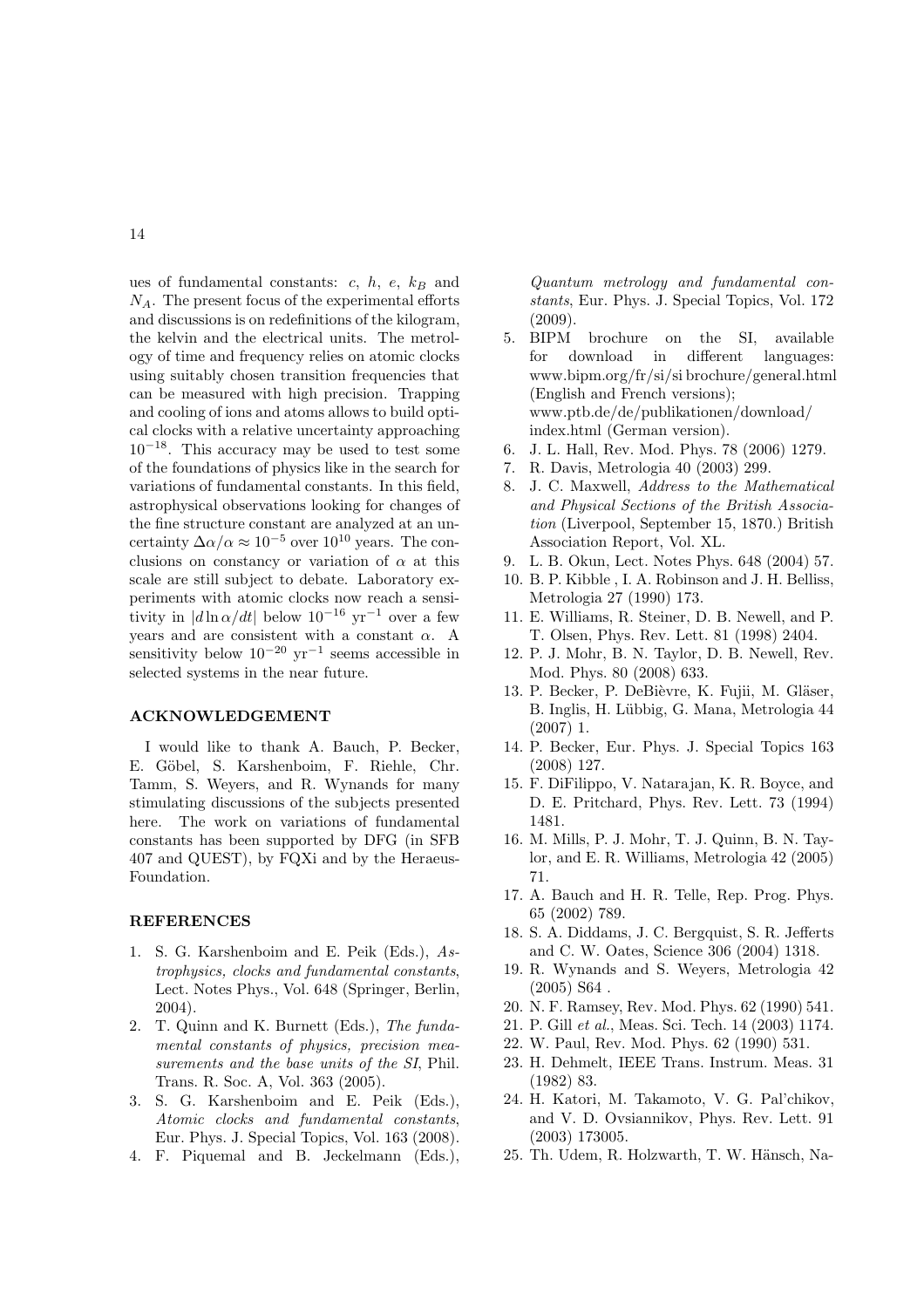ues of fundamental constants: $c$, $h$, $e$, $k_B$ and $N_A$. The present focus of the experimental efforts and discussions is on redefinitions of the kilogram, the kelvin and the electrical units. The metrology of time and frequency relies on atomic clocks using suitably chosen transition frequencies that can be measured with high precision. Trapping and cooling of ions and atoms allows to build optical clocks with a relative uncertainty approaching $10^{-18}$. This accuracy may be used to test some of the foundations of physics like in the search for variations of fundamental constants. In this field, astrophysical observations looking for changes of the fine structure constant are analyzed at an uncertainty $\Delta\alpha/\alpha \approx 10^{-5}$ over $10^{10}$ years. The conclusions on constancy or variation of $\alpha$ at this scale are still subject to debate. Laboratory experiments with atomic clocks now reach a sensitivity in $|d\ln\alpha/dt|$ below $10^{-16}$ yr$^{-1}$ over a few years and are consistent with a constant $\alpha$. A sensitivity below $10^{-20}$ yr$^{-1}$ seems accessible in selected systems in the near future.

## ACKNOWLEDGEMENT

I would like to thank A. Bauch, P. Becker, E. Göbel, S. Karshenboim, F. Riehle, Chr. Tamm, S. Weyers, and R. Wynands for many stimulating discussions of the subjects presented here. The work on variations of fundamental constants has been supported by DFG (in SFB 407 and QUEST), by FQXi and by the Heraeus-Foundation.

## REFERENCES

1. S. G. Karshenboim and E. Peik (Eds.), *Astrophysics, clocks and fundamental constants*, Lect. Notes Phys., Vol. 648 (Springer, Berlin, 2004).
2. T. Quinn and K. Burnett (Eds.), *The fundamental constants of physics, precision measurements and the base units of the SI*, Phil. Trans. R. Soc. A, Vol. 363 (2005).
3. S. G. Karshenboim and E. Peik (Eds.), *Atomic clocks and fundamental constants*, Eur. Phys. J. Special Topics, Vol. 163 (2008).
4. F. Piquemal and B. Jeckelmann (Eds.), *Quantum metrology and fundamental constants*, Eur. Phys. J. Special Topics, Vol. 172 (2009).
5. BIPM brochure on the SI, available for download in different languages: www.bipm.org/fr/si/si brochure/general.html (English and French versions); www.ptb.de/de/publikationen/download/index.html (German version).
6. J. L. Hall, Rev. Mod. Phys. 78 (2006) 1279.
7. R. Davis, Metrologia 40 (2003) 299.
8. J. C. Maxwell, *Address to the Mathematical and Physical Sections of the British Association* (Liverpool, September 15, 1870.) British Association Report, Vol. XL.
9. L. B. Okun, Lect. Notes Phys. 648 (2004) 57.
10. B. P. Kibble , I. A. Robinson and J. H. Belliss, Metrologia 27 (1990) 173.
11. E. Williams, R. Steiner, D. B. Newell, and P. T. Olsen, Phys. Rev. Lett. 81 (1998) 2404.
12. P. J. Mohr, B. N. Taylor, D. B. Newell, Rev. Mod. Phys. 80 (2008) 633.
13. P. Becker, P. DeBièvre, K. Fujii, M. Gläser, B. Inglis, H. Lübbig, G. Mana, Metrologia 44 (2007) 1.
14. P. Becker, Eur. Phys. J. Special Topics 163 (2008) 127.
15. F. DiFilippo, V. Natarajan, K. R. Boyce, and D. E. Pritchard, Phys. Rev. Lett. 73 (1994) 1481.
16. M. Mills, P. J. Mohr, T. J. Quinn, B. N. Taylor, and E. R. Williams, Metrologia 42 (2005) 71.
17. A. Bauch and H. R. Telle, Rep. Prog. Phys. 65 (2002) 789.
18. S. A. Diddams, J. C. Bergquist, S. R. Jefferts and C. W. Oates, Science 306 (2004) 1318.
19. R. Wynands and S. Weyers, Metrologia 42 (2005) S64 .
20. N. F. Ramsey, Rev. Mod. Phys. 62 (1990) 541.
21. P. Gill *et al.*, Meas. Sci. Tech. 14 (2003) 1174.
22. W. Paul, Rev. Mod. Phys. 62 (1990) 531.
23. H. Dehmelt, IEEE Trans. Instrum. Meas. 31 (1982) 83.
24. H. Katori, M. Takamoto, V. G. Pal'chikov, and V. D. Ovsiannikov, Phys. Rev. Lett. 91 (2003) 173005.
25. Th. Udem, R. Holzwarth, T. W. Hänsch, Na-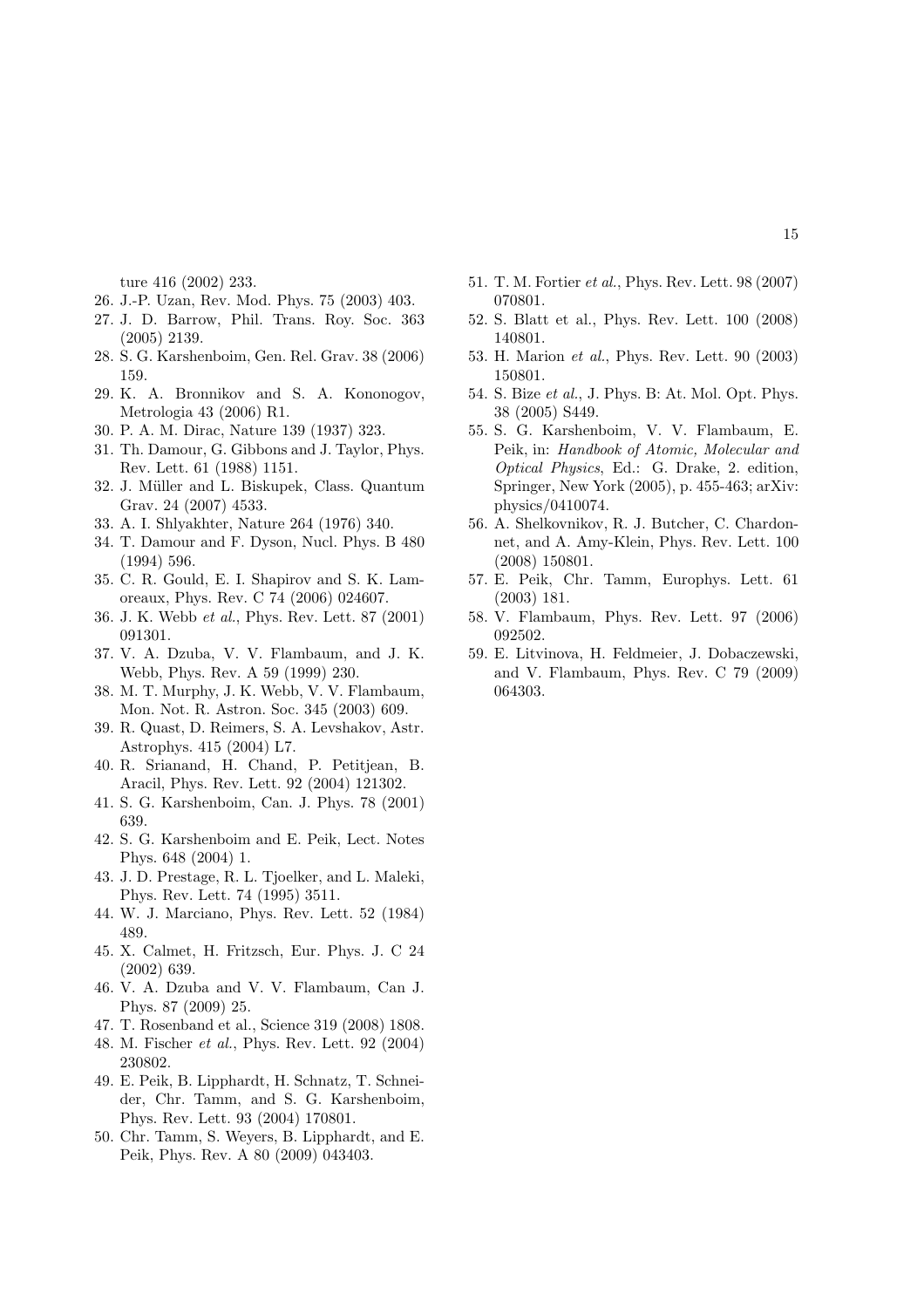ture 416 (2002) 233.

26. J.-P. Uzan, Rev. Mod. Phys. 75 (2003) 403.
27. J. D. Barrow, Phil. Trans. Roy. Soc. 363 (2005) 2139.
28. S. G. Karshenboim, Gen. Rel. Grav. 38 (2006) 159.
29. K. A. Bronnikov and S. A. Kononogov, Metrologia 43 (2006) R1.
30. P. A. M. Dirac, Nature 139 (1937) 323.
31. Th. Damour, G. Gibbons and J. Taylor, Phys. Rev. Lett. 61 (1988) 1151.
32. J. Müller and L. Biskupek, Class. Quantum Grav. 24 (2007) 4533.
33. A. I. Shlyakhter, Nature 264 (1976) 340.
34. T. Damour and F. Dyson, Nucl. Phys. B 480 (1994) 596.
35. C. R. Gould, E. I. Shapirov and S. K. Lamoreaux, Phys. Rev. C 74 (2006) 024607.
36. J. K. Webb *et al.*, Phys. Rev. Lett. 87 (2001) 091301.
37. V. A. Dzuba, V. V. Flambaum, and J. K. Webb, Phys. Rev. A 59 (1999) 230.
38. M. T. Murphy, J. K. Webb, V. V. Flambaum, Mon. Not. R. Astron. Soc. 345 (2003) 609.
39. R. Quast, D. Reimers, S. A. Levshakov, Astr. Astrophys. 415 (2004) L7.
40. R. Srianand, H. Chand, P. Petitjean, B. Aracil, Phys. Rev. Lett. 92 (2004) 121302.
41. S. G. Karshenboim, Can. J. Phys. 78 (2001) 639.
42. S. G. Karshenboim and E. Peik, Lect. Notes Phys. 648 (2004) 1.
43. J. D. Prestage, R. L. Tjoelker, and L. Maleki, Phys. Rev. Lett. 74 (1995) 3511.
44. W. J. Marciano, Phys. Rev. Lett. 52 (1984) 489.
45. X. Calmet, H. Fritzsch, Eur. Phys. J. C 24 (2002) 639.
46. V. A. Dzuba and V. V. Flambaum, Can J. Phys. 87 (2009) 25.
47. T. Rosenband et al., Science 319 (2008) 1808.
48. M. Fischer *et al.*, Phys. Rev. Lett. 92 (2004) 230802.
49. E. Peik, B. Lipphardt, H. Schnatz, T. Schneider, Chr. Tamm, and S. G. Karshenboim, Phys. Rev. Lett. 93 (2004) 170801.
50. Chr. Tamm, S. Weyers, B. Lipphardt, and E. Peik, Phys. Rev. A 80 (2009) 043403.
51. T. M. Fortier *et al.*, Phys. Rev. Lett. 98 (2007) 070801.
52. S. Blatt et al., Phys. Rev. Lett. 100 (2008) 140801.
53. H. Marion *et al.*, Phys. Rev. Lett. 90 (2003) 150801.
54. S. Bize *et al.*, J. Phys. B: At. Mol. Opt. Phys. 38 (2005) S449.
55. S. G. Karshenboim, V. V. Flambaum, E. Peik, in: *Handbook of Atomic, Molecular and Optical Physics*, Ed.: G. Drake, 2. edition, Springer, New York (2005), p. 455-463; arXiv: physics/0410074.
56. A. Shelkovnikov, R. J. Butcher, C. Chardonnet, and A. Amy-Klein, Phys. Rev. Lett. 100 (2008) 150801.
57. E. Peik, Chr. Tamm, Europhys. Lett. 61 (2003) 181.
58. V. Flambaum, Phys. Rev. Lett. 97 (2006) 092502.
59. E. Litvinova, H. Feldmeier, J. Dobaczewski, and V. Flambaum, Phys. Rev. C 79 (2009) 064303.